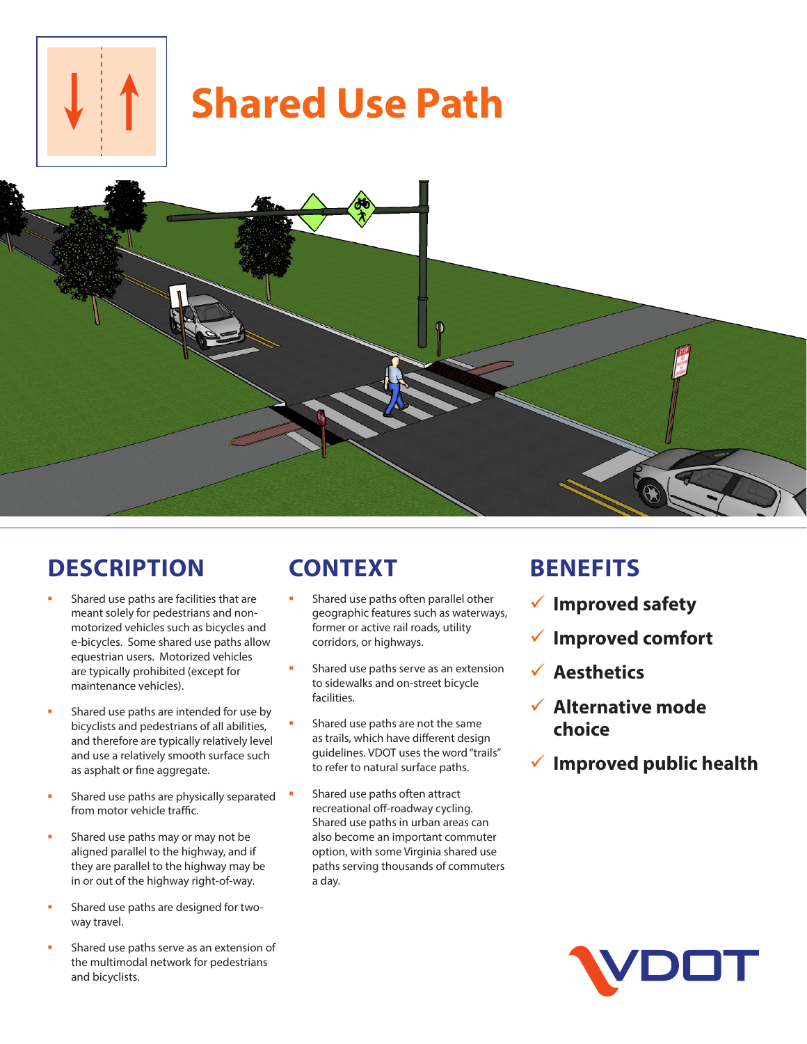# Shared Use Path

## DESCRIPTION

- Shared use paths are facilities that are meant solely for pedestrians and non-motorized vehicles such as bicycles and e-bicycles. Some shared use paths allow equestrian users. Motorized vehicles are typically prohibited (except for maintenance vehicles).
- Shared use paths are intended for use by bicyclists and pedestrians of all abilities, and therefore are typically relatively level and use a relatively smooth surface such as asphalt or fine aggregate.
- Shared use paths are physically separated from motor vehicle traffic.
- Shared use paths may or may not be aligned parallel to the highway, and if they are parallel to the highway may be in or out of the highway right-of-way.
- Shared use paths are designed for two-way travel.
- Shared use paths serve as an extension of the multimodal network for pedestrians and bicyclists.

## CONTEXT

- Shared use paths often parallel other geographic features such as waterways, former or active rail roads, utility corridors, or highways.
- Shared use paths serve as an extension to sidewalks and on-street bicycle facilities.
- Shared use paths are not the same as trails, which have different design guidelines. VDOT uses the word "trails" to refer to natural surface paths.
- Shared use paths often attract recreational off-roadway cycling. Shared use paths in urban areas can also become an important commuter option, with some Virginia shared use paths serving thousands of commuters a day.

## BENEFITS

- ✓ **Improved safety**
- ✓ **Improved comfort**
- ✓ **Aesthetics**
- ✓ **Alternative mode choice**
- ✓ **Improved public health**

VDOT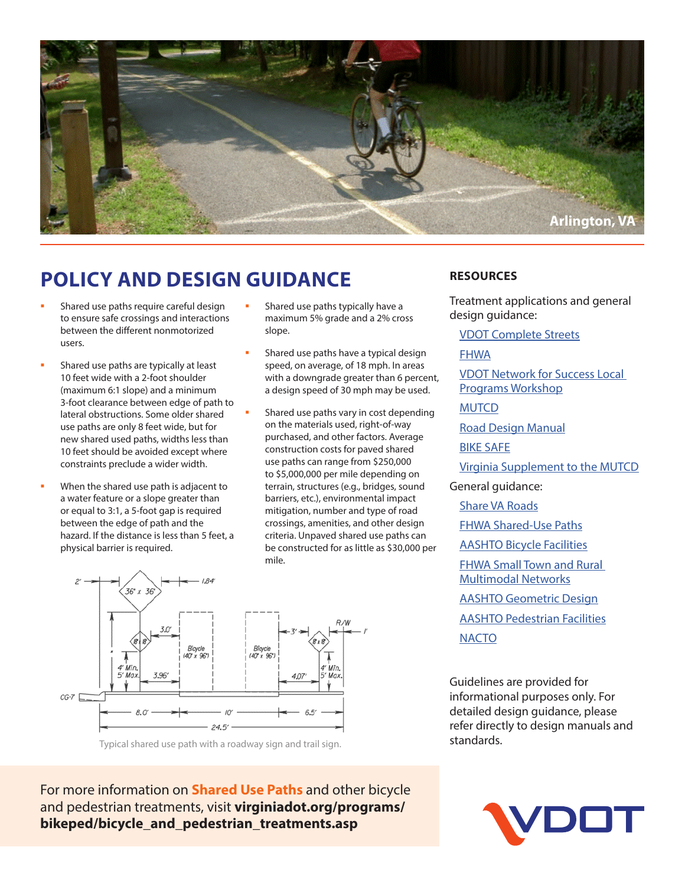Arlington, VA

# POLICY AND DESIGN GUIDANCE

- Shared use paths require careful design to ensure safe crossings and interactions between the different nonmotorized users.
- Shared use paths are typically at least 10 feet wide with a 2-foot shoulder (maximum 6:1 slope) and a minimum 3-foot clearance between edge of path to lateral obstructions. Some older shared use paths are only 8 feet wide, but for new shared used paths, widths less than 10 feet should be avoided except where constraints preclude a wider width.
- When the shared use path is adjacent to a water feature or a slope greater than or equal to 3:1, a 5-foot gap is required between the edge of path and the hazard. If the distance is less than 5 feet, a physical barrier is required.
- Shared use paths typically have a maximum 5% grade and a 2% cross slope.
- Shared use paths have a typical design speed, on average, of 18 mph. In areas with a downgrade greater than 6 percent, a design speed of 30 mph may be used.
- Shared use paths vary in cost depending on the materials used, right-of-way purchased, and other factors. Average construction costs for paved shared use paths can range from $250,000 to $5,000,000 per mile depending on terrain, structures (e.g., bridges, sound barriers, etc.), environmental impact mitigation, number and type of road crossings, amenities, and other design criteria. Unpaved shared use paths can be constructed for as little as $30,000 per mile.

2'
36" x 36"
1.84'
3.0'
18" x 18"
4' Min.
5' Max.
3.96'
Bicycle (40" x 96")
Bicycle (40" x 96")
3'
R/W
1'
18" x 18"
4.07'
4' Min.
5' Max.
CG-7
8.0'
10'
6.5'
24.5'

Typical shared use path with a roadway sign and trail sign.

## RESOURCES

Treatment applications and general design guidance:

- VDOT Complete Streets
- FHWA
- VDOT Network for Success Local Programs Workshop
- MUTCD
- Road Design Manual
- BIKE SAFE
- Virginia Supplement to the MUTCD

General guidance:

- Share VA Roads
- FHWA Shared-Use Paths
- AASHTO Bicycle Facilities
- FHWA Small Town and Rural Multimodal Networks
- AASHTO Geometric Design
- AASHTO Pedestrian Facilities
- NACTO

Guidelines are provided for informational purposes only. For detailed design guidance, please refer directly to design manuals and standards.

For more information on **Shared Use Paths** and other bicycle and pedestrian treatments, visit **virginiadot.org/programs/bikeped/bicycle_and_pedestrian_treatments.asp**

VDOT